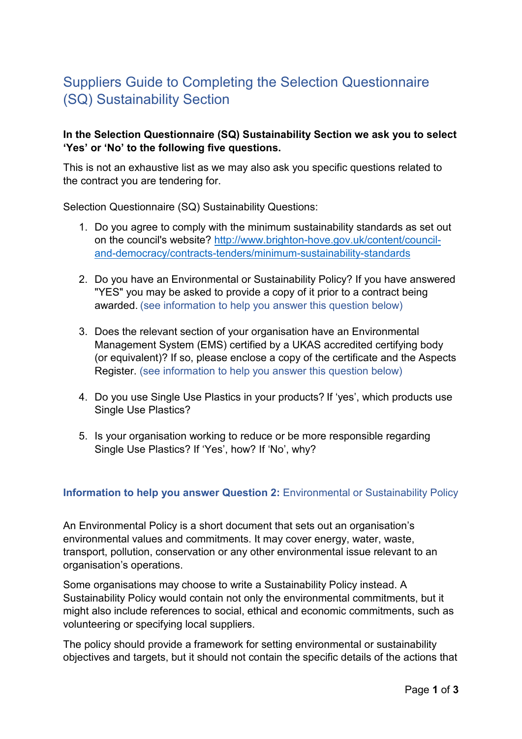# Suppliers Guide to Completing the Selection Questionnaire (SQ) Sustainability Section

**In the Selection Questionnaire (SQ) Sustainability Section we ask you to select 'Yes' or 'No' to the following five questions.**

This is not an exhaustive list as we may also ask you specific questions related to the contract you are tendering for.

Selection Questionnaire (SQ) Sustainability Questions:

1. Do you agree to comply with the minimum sustainability standards as set out on the council's website? [http://www.brighton-hove.gov.uk/content/council-and-democracy/contracts-tenders/minimum-sustainability-standards](http://www.brighton-hove.gov.uk/content/council-and-democracy/contracts-tenders/minimum-sustainability-standards)

2. Do you have an Environmental or Sustainability Policy? If you have answered "YES" you may be asked to provide a copy of it prior to a contract being awarded. (see information to help you answer this question below)

3. Does the relevant section of your organisation have an Environmental Management System (EMS) certified by a UKAS accredited certifying body (or equivalent)? If so, please enclose a copy of the certificate and the Aspects Register. (see information to help you answer this question below)

4. Do you use Single Use Plastics in your products? If 'yes', which products use Single Use Plastics?

5. Is your organisation working to reduce or be more responsible regarding Single Use Plastics? If 'Yes', how? If 'No', why?

### **Information to help you answer Question 2:** Environmental or Sustainability Policy

An Environmental Policy is a short document that sets out an organisation's environmental values and commitments. It may cover energy, water, waste, transport, pollution, conservation or any other environmental issue relevant to an organisation's operations.

Some organisations may choose to write a Sustainability Policy instead. A Sustainability Policy would contain not only the environmental commitments, but it might also include references to social, ethical and economic commitments, such as volunteering or specifying local suppliers.

The policy should provide a framework for setting environmental or sustainability objectives and targets, but it should not contain the specific details of the actions that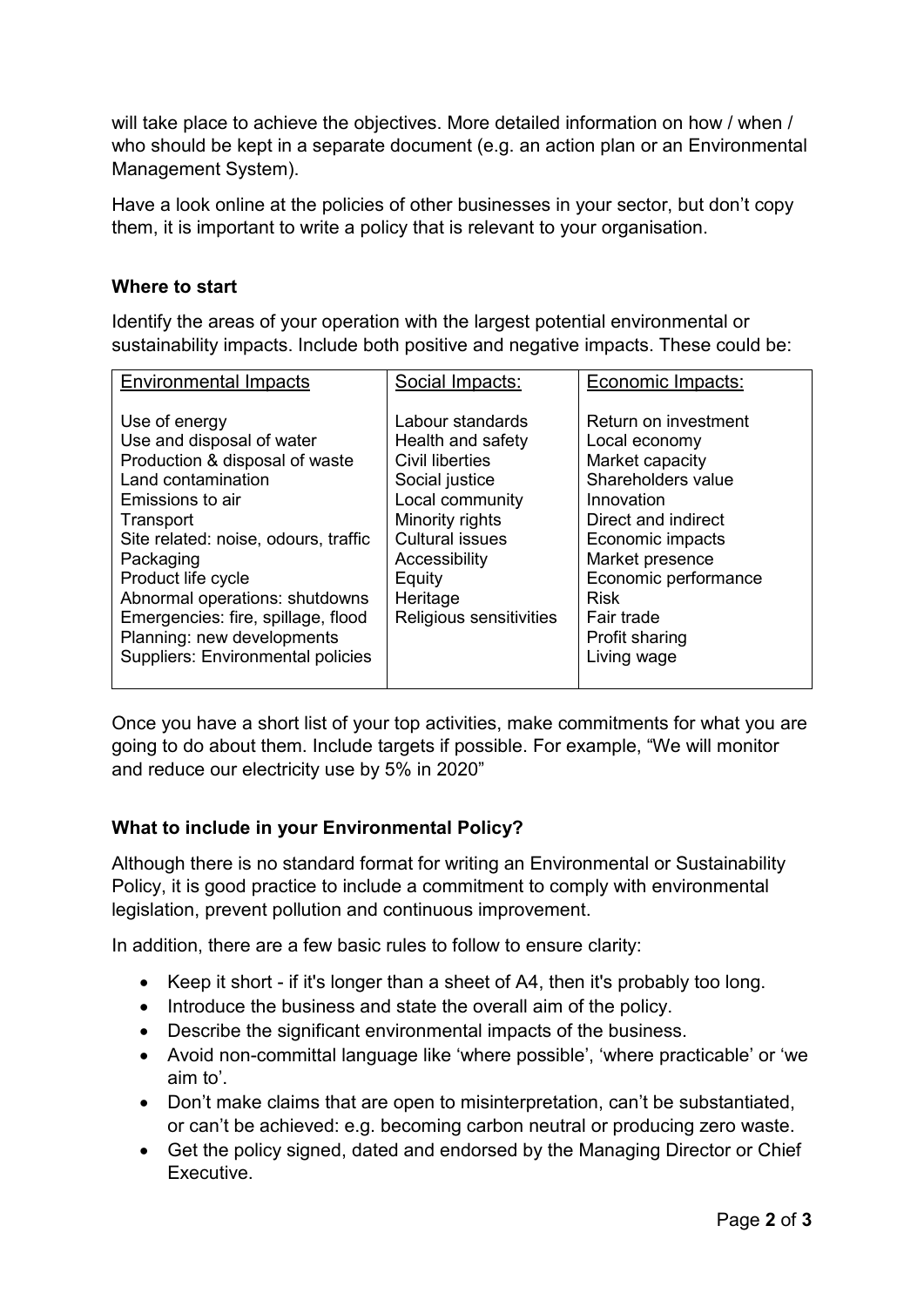will take place to achieve the objectives. More detailed information on how / when / who should be kept in a separate document (e.g. an action plan or an Environmental Management System).

Have a look online at the policies of other businesses in your sector, but don't copy them, it is important to write a policy that is relevant to your organisation.

### Where to start

Identify the areas of your operation with the largest potential environmental or sustainability impacts. Include both positive and negative impacts. These could be:

| Environmental Impacts | Social Impacts: | Economic Impacts: |
|---|---|---|
| Use of energy | Labour standards | Return on investment |
| Use and disposal of water | Health and safety | Local economy |
| Production & disposal of waste | Civil liberties | Market capacity |
| Land contamination | Social justice | Shareholders value |
| Emissions to air | Local community | Innovation |
| Transport | Minority rights | Direct and indirect |
| Site related: noise, odours, traffic | Cultural issues | Economic impacts |
| Packaging | Accessibility | Market presence |
| Product life cycle | Equity | Economic performance |
| Abnormal operations: shutdowns | Heritage | Risk |
| Emergencies: fire, spillage, flood | Religious sensitivities | Fair trade |
| Planning: new developments | | Profit sharing |
| Suppliers: Environmental policies | | Living wage |

Once you have a short list of your top activities, make commitments for what you are going to do about them. Include targets if possible. For example, "We will monitor and reduce our electricity use by 5% in 2020"

### What to include in your Environmental Policy?

Although there is no standard format for writing an Environmental or Sustainability Policy, it is good practice to include a commitment to comply with environmental legislation, prevent pollution and continuous improvement.

In addition, there are a few basic rules to follow to ensure clarity:

- Keep it short - if it's longer than a sheet of A4, then it's probably too long.
- Introduce the business and state the overall aim of the policy.
- Describe the significant environmental impacts of the business.
- Avoid non-committal language like 'where possible', 'where practicable' or 'we aim to'.
- Don't make claims that are open to misinterpretation, can't be substantiated, or can't be achieved: e.g. becoming carbon neutral or producing zero waste.
- Get the policy signed, dated and endorsed by the Managing Director or Chief Executive.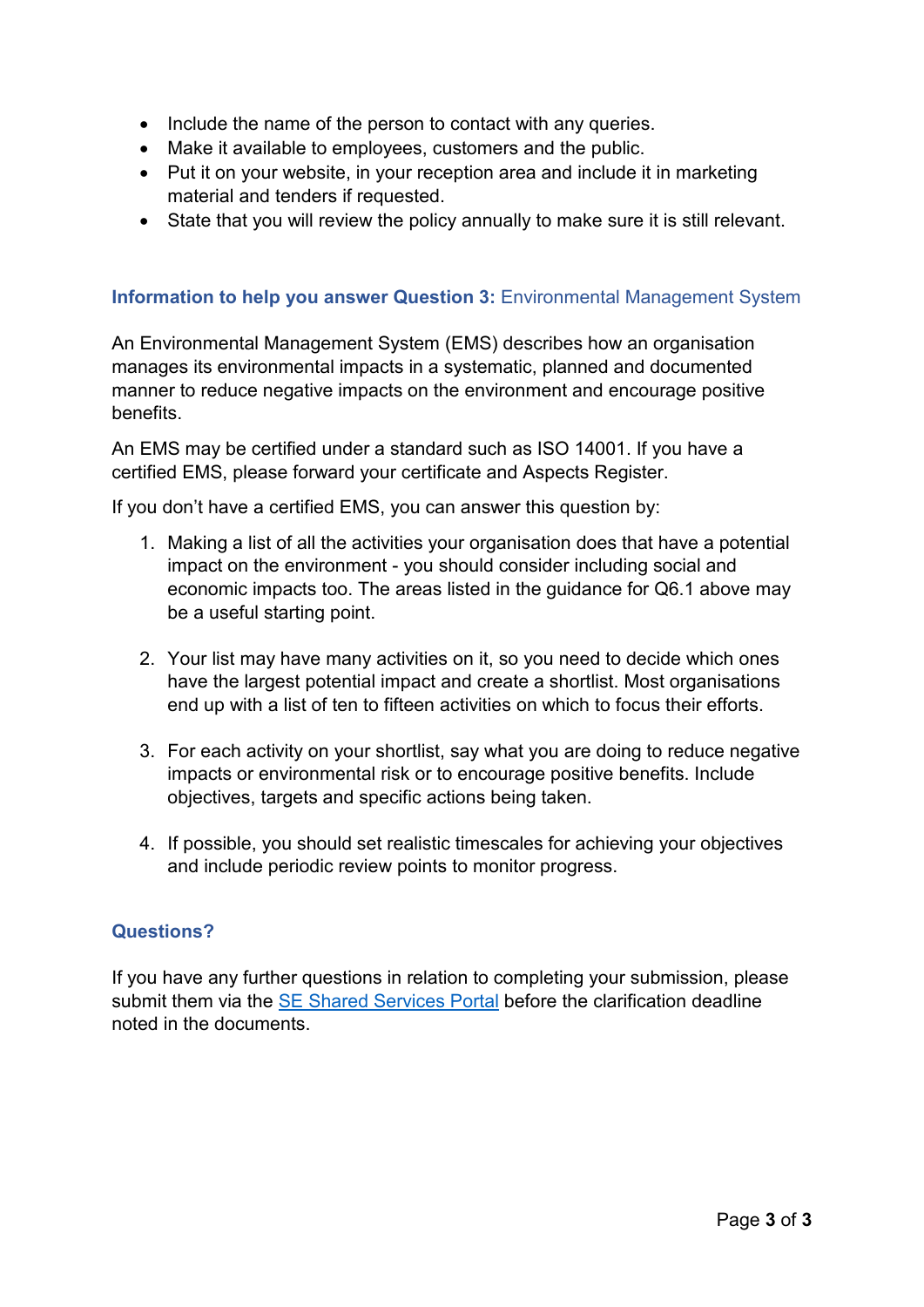- Include the name of the person to contact with any queries.
- Make it available to employees, customers and the public.
- Put it on your website, in your reception area and include it in marketing material and tenders if requested.
- State that you will review the policy annually to make sure it is still relevant.

### **Information to help you answer Question 3:** Environmental Management System

An Environmental Management System (EMS) describes how an organisation manages its environmental impacts in a systematic, planned and documented manner to reduce negative impacts on the environment and encourage positive benefits.

An EMS may be certified under a standard such as ISO 14001. If you have a certified EMS, please forward your certificate and Aspects Register.

If you don't have a certified EMS, you can answer this question by:

1. Making a list of all the activities your organisation does that have a potential impact on the environment - you should consider including social and economic impacts too. The areas listed in the guidance for Q6.1 above may be a useful starting point.

2. Your list may have many activities on it, so you need to decide which ones have the largest potential impact and create a shortlist. Most organisations end up with a list of ten to fifteen activities on which to focus their efforts.

3. For each activity on your shortlist, say what you are doing to reduce negative impacts or environmental risk or to encourage positive benefits. Include objectives, targets and specific actions being taken.

4. If possible, you should set realistic timescales for achieving your objectives and include periodic review points to monitor progress.

### **Questions?**

If you have any further questions in relation to completing your submission, please submit them via the SE Shared Services Portal before the clarification deadline noted in the documents.